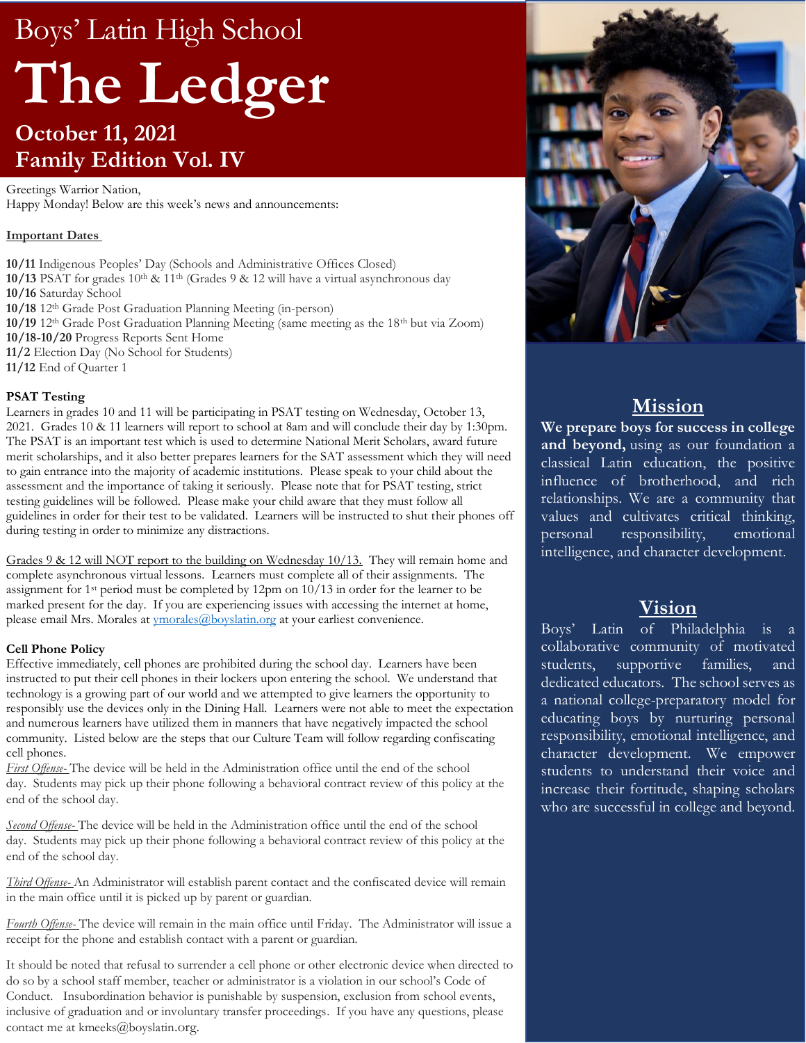Boys' Latin High School

# The Ledger

**October 11, 2021**
**Family Edition Vol. IV**

Greetings Warrior Nation,
Happy Monday! Below are this week's news and announcements:

## Important Dates

**10/11** Indigenous Peoples' Day (Schools and Administrative Offices Closed)
**10/13** PSAT for grades 10th & 11th (Grades 9 & 12 will have a virtual asynchronous day
**10/16** Saturday School
**10/18** 12th Grade Post Graduation Planning Meeting (in-person)
**10/19** 12th Grade Post Graduation Planning Meeting (same meeting as the 18th but via Zoom)
**10/18-10/20** Progress Reports Sent Home
**11/2** Election Day (No School for Students)
**11/12** End of Quarter 1

## PSAT Testing

Learners in grades 10 and 11 will be participating in PSAT testing on Wednesday, October 13, 2021. Grades 10 & 11 learners will report to school at 8am and will conclude their day by 1:30pm. The PSAT is an important test which is used to determine National Merit Scholars, award future merit scholarships, and it also better prepares learners for the SAT assessment which they will need to gain entrance into the majority of academic institutions. Please speak to your child about the assessment and the importance of taking it seriously. Please note that for PSAT testing, strict testing guidelines will be followed. Please make your child aware that they must follow all guidelines in order for their test to be validated. Learners will be instructed to shut their phones off during testing in order to minimize any distractions.

Grades 9 & 12 will NOT report to the building on Wednesday 10/13. They will remain home and complete asynchronous virtual lessons. Learners must complete all of their assignments. The assignment for 1st period must be completed by 12pm on 10/13 in order for the learner to be marked present for the day. If you are experiencing issues with accessing the internet at home, please email Mrs. Morales at ymorales@boyslatin.org at your earliest convenience.

## Cell Phone Policy

Effective immediately, cell phones are prohibited during the school day. Learners have been instructed to put their cell phones in their lockers upon entering the school. We understand that technology is a growing part of our world and we attempted to give learners the opportunity to responsibly use the devices only in the Dining Hall. Learners were not able to meet the expectation and numerous learners have utilized them in manners that have negatively impacted the school community. Listed below are the steps that our Culture Team will follow regarding confiscating cell phones.

*First Offense-* The device will be held in the Administration office until the end of the school day. Students may pick up their phone following a behavioral contract review of this policy at the end of the school day.

*Second Offense-* The device will be held in the Administration office until the end of the school day. Students may pick up their phone following a behavioral contract review of this policy at the end of the school day.

*Third Offense-* An Administrator will establish parent contact and the confiscated device will remain in the main office until it is picked up by parent or guardian.

*Fourth Offense-* The device will remain in the main office until Friday. The Administrator will issue a receipt for the phone and establish contact with a parent or guardian.

It should be noted that refusal to surrender a cell phone or other electronic device when directed to do so by a school staff member, teacher or administrator is a violation in our school's Code of Conduct. Insubordination behavior is punishable by suspension, exclusion from school events, inclusive of graduation and or involuntary transfer proceedings. If you have any questions, please contact me at kmeeks@boyslatin.org.

## Mission

**We prepare boys for success in college and beyond,** using as our foundation a classical Latin education, the positive influence of brotherhood, and rich relationships. We are a community that values and cultivates critical thinking, personal responsibility, emotional intelligence, and character development.

## Vision

Boys' Latin of Philadelphia is a collaborative community of motivated students, supportive families, and dedicated educators. The school serves as a national college-preparatory model for educating boys by nurturing personal responsibility, emotional intelligence, and character development. We empower students to understand their voice and increase their fortitude, shaping scholars who are successful in college and beyond.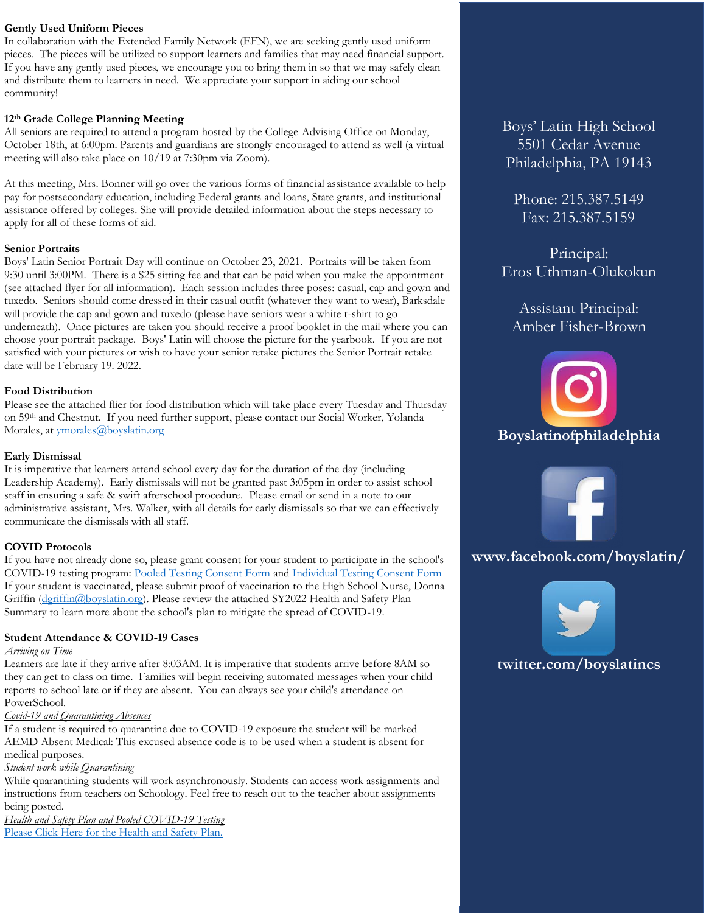### Gently Used Uniform Pieces

In collaboration with the Extended Family Network (EFN), we are seeking gently used uniform pieces. The pieces will be utilized to support learners and families that may need financial support. If you have any gently used pieces, we encourage you to bring them in so that we may safely clean and distribute them to learners in need. We appreciate your support in aiding our school community!

### 12th Grade College Planning Meeting

All seniors are required to attend a program hosted by the College Advising Office on Monday, October 18th, at 6:00pm. Parents and guardians are strongly encouraged to attend as well (a virtual meeting will also take place on 10/19 at 7:30pm via Zoom).

At this meeting, Mrs. Bonner will go over the various forms of financial assistance available to help pay for postsecondary education, including Federal grants and loans, State grants, and institutional assistance offered by colleges. She will provide detailed information about the steps necessary to apply for all of these forms of aid.

### Senior Portraits

Boys' Latin Senior Portrait Day will continue on October 23, 2021. Portraits will be taken from 9:30 until 3:00PM. There is a $25 sitting fee and that can be paid when you make the appointment (see attached flyer for all information). Each session includes three poses: casual, cap and gown and tuxedo. Seniors should come dressed in their casual outfit (whatever they want to wear), Barksdale will provide the cap and gown and tuxedo (please have seniors wear a white t-shirt to go underneath). Once pictures are taken you should receive a proof booklet in the mail where you can choose your portrait package. Boys' Latin will choose the picture for the yearbook. If you are not satisfied with your pictures or wish to have your senior retake pictures the Senior Portrait retake date will be February 19. 2022.

### Food Distribution

Please see the attached flier for food distribution which will take place every Tuesday and Thursday on 59th and Chestnut. If you need further support, please contact our Social Worker, Yolanda Morales, at ymorales@boyslatin.org

### Early Dismissal

It is imperative that learners attend school every day for the duration of the day (including Leadership Academy). Early dismissals will not be granted past 3:05pm in order to assist school staff in ensuring a safe & swift afterschool procedure. Please email or send in a note to our administrative assistant, Mrs. Walker, with all details for early dismissals so that we can effectively communicate the dismissals with all staff.

### COVID Protocols

If you have not already done so, please grant consent for your student to participate in the school's COVID-19 testing program: Pooled Testing Consent Form and Individual Testing Consent Form If your student is vaccinated, please submit proof of vaccination to the High School Nurse, Donna Griffin (dgriffin@boyslatin.org). Please review the attached SY2022 Health and Safety Plan Summary to learn more about the school's plan to mitigate the spread of COVID-19.

### Student Attendance & COVID-19 Cases

*Arriving on Time*

Learners are late if they arrive after 8:03AM. It is imperative that students arrive before 8AM so they can get to class on time. Families will begin receiving automated messages when your child reports to school late or if they are absent. You can always see your child's attendance on PowerSchool.

*Covid-19 and Quarantining Absences*

If a student is required to quarantine due to COVID-19 exposure the student will be marked AEMD Absent Medical: This excused absence code is to be used when a student is absent for medical purposes.

*Student work while Quarantining*

While quarantining students will work asynchronously. Students can access work assignments and instructions from teachers on Schoology. Feel free to reach out to the teacher about assignments being posted.

*Health and Safety Plan and Pooled COVID-19 Testing*

Please Click Here for the Health and Safety Plan.

Boys' Latin High School
5501 Cedar Avenue
Philadelphia, PA 19143

Phone: 215.387.5149
Fax: 215.387.5159

Principal:
Eros Uthman-Olukokun

Assistant Principal:
Amber Fisher-Brown

**Boyslatinofphiladelphia**

**www.facebook.com/boyslatin/**

**twitter.com/boyslatincs**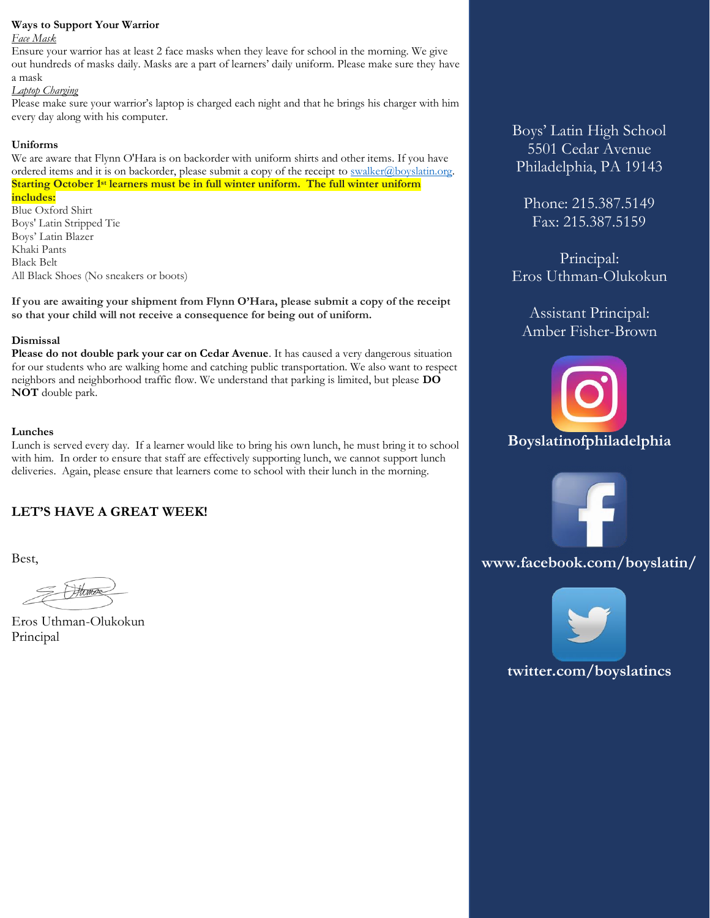**Ways to Support Your Warrior**

*Face Mask*

Ensure your warrior has at least 2 face masks when they leave for school in the morning. We give out hundreds of masks daily. Masks are a part of learners' daily uniform. Please make sure they have a mask

*Laptop Charging*

Please make sure your warrior's laptop is charged each night and that he brings his charger with him every day along with his computer.

**Uniforms**

We are aware that Flynn O'Hara is on backorder with uniform shirts and other items. If you have ordered items and it is on backorder, please submit a copy of the receipt to swalker@boyslatin.org. **Starting October 1st learners must be in full winter uniform. The full winter uniform includes:**

Blue Oxford Shirt
Boys' Latin Stripped Tie
Boys' Latin Blazer
Khaki Pants
Black Belt
All Black Shoes (No sneakers or boots)

**If you are awaiting your shipment from Flynn O'Hara, please submit a copy of the receipt so that your child will not receive a consequence for being out of uniform.**

**Dismissal**

**Please do not double park your car on Cedar Avenue**. It has caused a very dangerous situation for our students who are walking home and catching public transportation. We also want to respect neighbors and neighborhood traffic flow. We understand that parking is limited, but please **DO NOT** double park.

**Lunches**

Lunch is served every day. If a learner would like to bring his own lunch, he must bring it to school with him. In order to ensure that staff are effectively supporting lunch, we cannot support lunch deliveries. Again, please ensure that learners come to school with their lunch in the morning.

**LET'S HAVE A GREAT WEEK!**

Best,

Eros Uthman-Olukokun
Principal

Boys' Latin High School
5501 Cedar Avenue
Philadelphia, PA 19143

Phone: 215.387.5149
Fax: 215.387.5159

Principal:
Eros Uthman-Olukokun

Assistant Principal:
Amber Fisher-Brown

**Boyslatinofphiladelphia**

**www.facebook.com/boyslatin/**

**twitter.com/boyslatincs**